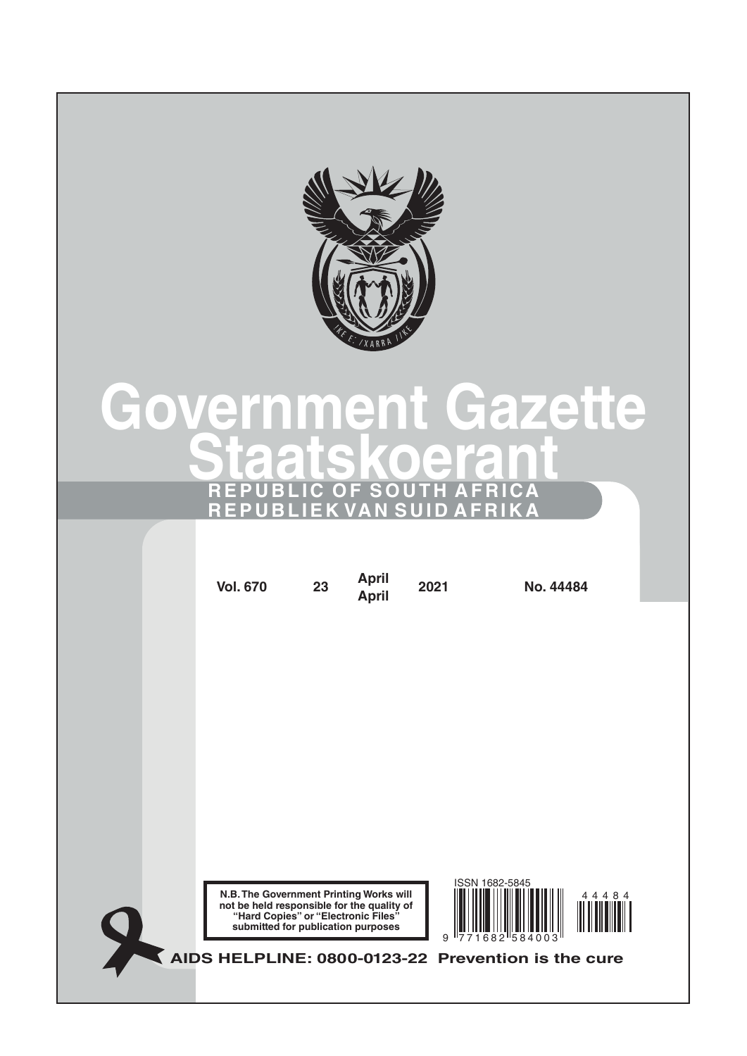# Government Gazette
# Staatskoerant

**REPUBLIC OF SOUTH AFRICA**
**REPUBLIEK VAN SUID AFRIKA**

| Vol. 670 | 23 | April / April | 2021 | No. 44484 |
|---|---|---|---|---|

**N.B. The Government Printing Works will not be held responsible for the quality of "Hard Copies" or "Electronic Files" submitted for publication purposes**

ISSN 1682-5845

9 771682 584003

44484

**AIDS HELPLINE: 0800-0123-22 Prevention is the cure**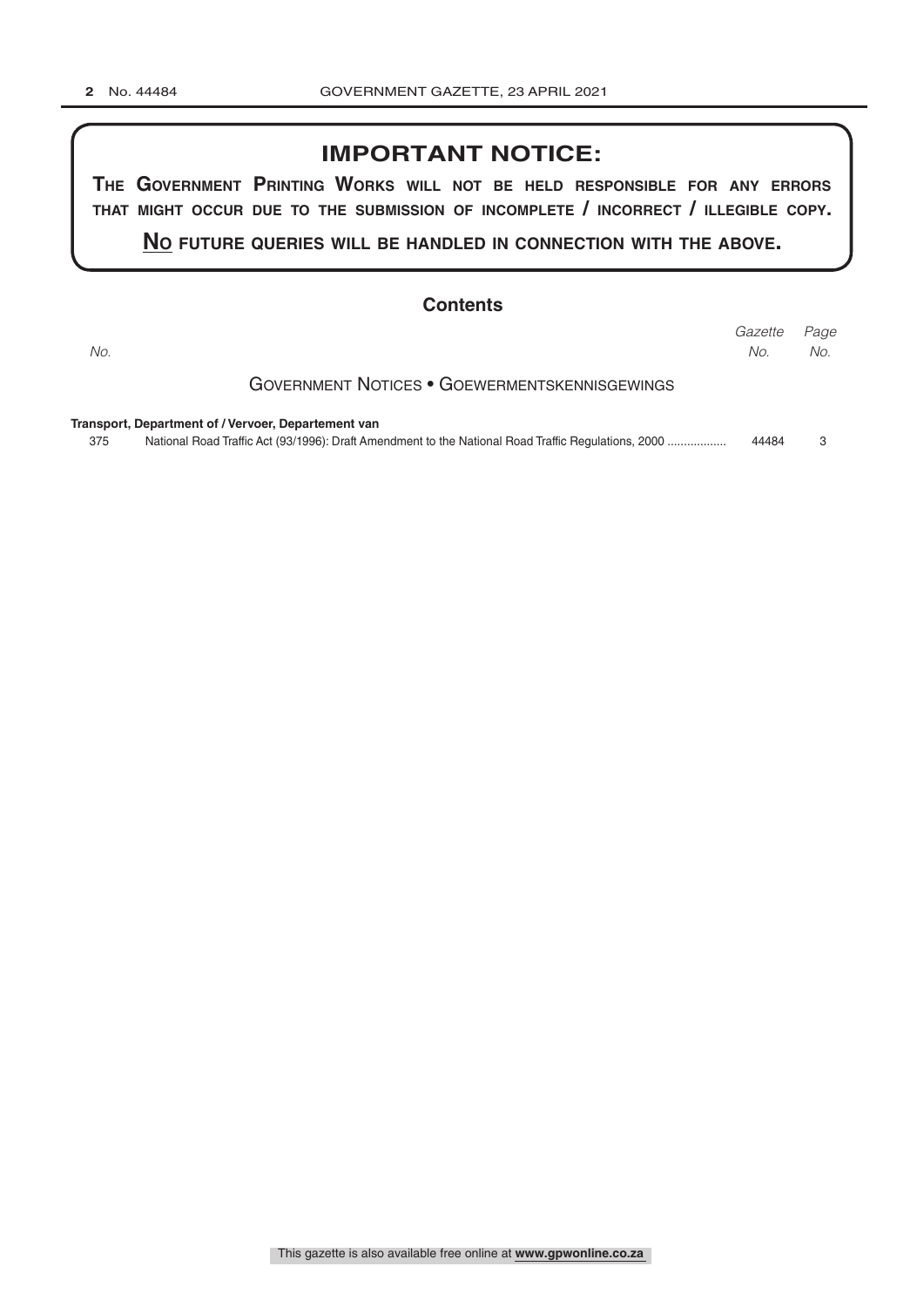## IMPORTANT NOTICE:

**The Government Printing Works will not be held responsible for any errors that might occur due to the submission of incomplete / incorrect / illegible copy.**

**No future queries will be handled in connection with the above.**

## Contents

| No. | | Gazette No. | Page No. |
|---|---|---|---|
| | **Government Notices • Goewermentskennisgewings** | | |
| | **Transport, Department of / Vervoer, Departement van** | | |
| 375 | National Road Traffic Act (93/1996): Draft Amendment to the National Road Traffic Regulations, 2000 ................. | 44484 | 3 |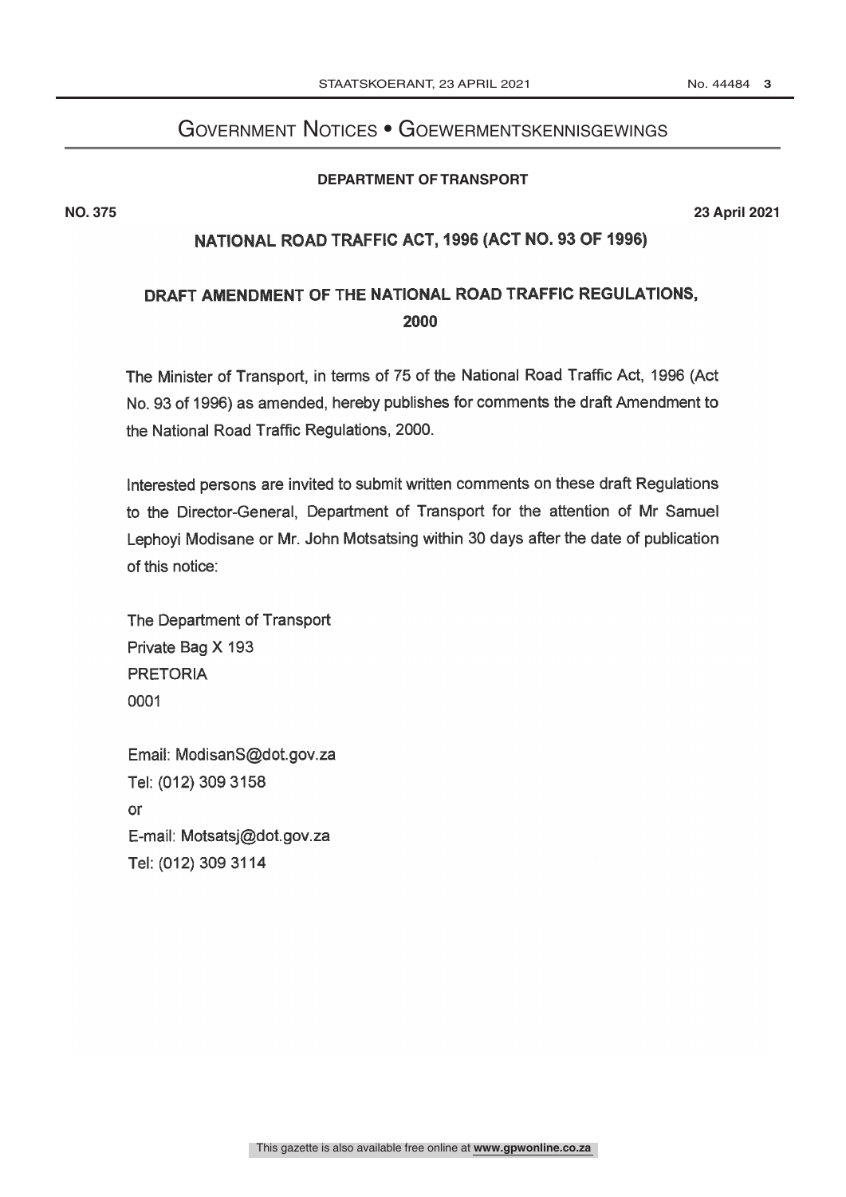# Government Notices • Goewermentskennisgewings

**DEPARTMENT OF TRANSPORT**

**NO. 375** **23 April 2021**

## NATIONAL ROAD TRAFFIC ACT, 1996 (ACT NO. 93 OF 1996)

## DRAFT AMENDMENT OF THE NATIONAL ROAD TRAFFIC REGULATIONS, 2000

The Minister of Transport, in terms of 75 of the National Road Traffic Act, 1996 (Act No. 93 of 1996) as amended, hereby publishes for comments the draft Amendment to the National Road Traffic Regulations, 2000.

Interested persons are invited to submit written comments on these draft Regulations to the Director-General, Department of Transport for the attention of Mr Samuel Lephoyi Modisane or Mr. John Motsatsing within 30 days after the date of publication of this notice:

The Department of Transport
Private Bag X 193
PRETORIA
0001

Email: ModisanS@dot.gov.za
Tel: (012) 309 3158
or
E-mail: Motsatsj@dot.gov.za
Tel: (012) 309 3114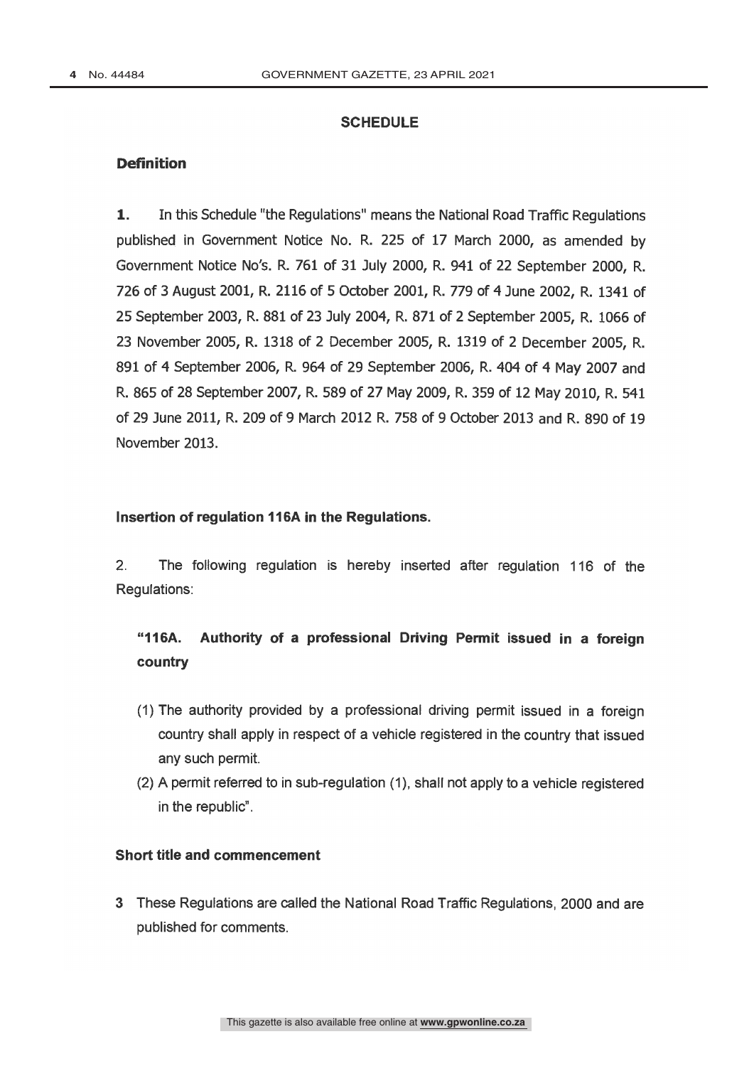## SCHEDULE

### Definition

**1.** In this Schedule "the Regulations" means the National Road Traffic Regulations published in Government Notice No. R. 225 of 17 March 2000, as amended by Government Notice No's. R. 761 of 31 July 2000, R. 941 of 22 September 2000, R. 726 of 3 August 2001, R. 2116 of 5 October 2001, R. 779 of 4 June 2002, R. 1341 of 25 September 2003, R. 881 of 23 July 2004, R. 871 of 2 September 2005, R. 1066 of 23 November 2005, R. 1318 of 2 December 2005, R. 1319 of 2 December 2005, R. 891 of 4 September 2006, R. 964 of 29 September 2006, R. 404 of 4 May 2007 and R. 865 of 28 September 2007, R. 589 of 27 May 2009, R. 359 of 12 May 2010, R. 541 of 29 June 2011, R. 209 of 9 March 2012 R. 758 of 9 October 2013 and R. 890 of 19 November 2013.

### Insertion of regulation 116A in the Regulations.

2. The following regulation is hereby inserted after regulation 116 of the Regulations:

**"116A. Authority of a professional Driving Permit issued in a foreign country**

(1) The authority provided by a professional driving permit issued in a foreign country shall apply in respect of a vehicle registered in the country that issued any such permit.

(2) A permit referred to in sub-regulation (1), shall not apply to a vehicle registered in the republic".

### Short title and commencement

**3** These Regulations are called the National Road Traffic Regulations, 2000 and are published for comments.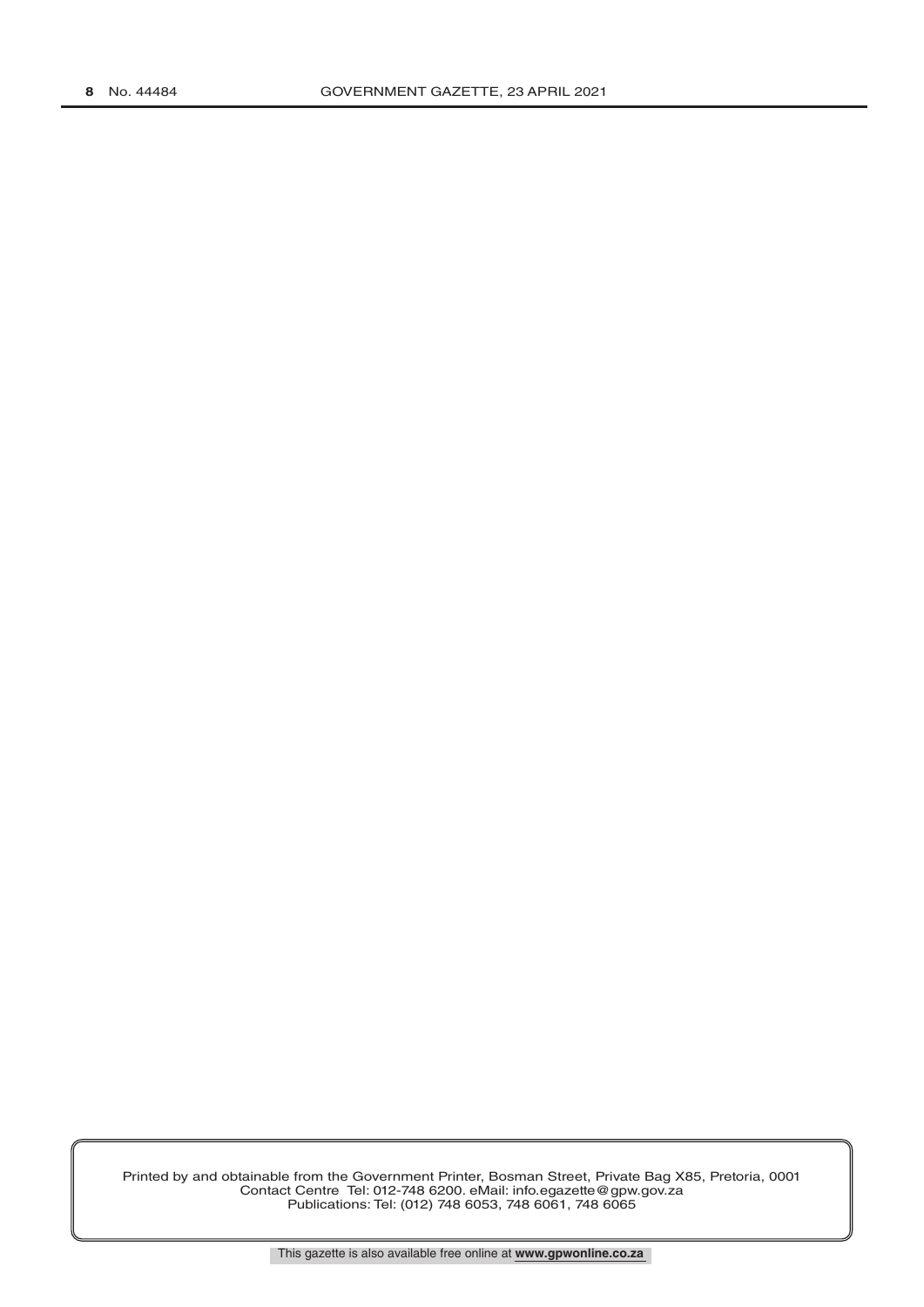Printed by and obtainable from the Government Printer, Bosman Street, Private Bag X85, Pretoria, 0001
Contact Centre Tel: 012-748 6200. eMail: info.egazette@gpw.gov.za
Publications: Tel: (012) 748 6053, 748 6061, 748 6065

This gazette is also available free online at **www.gpwonline.co.za**